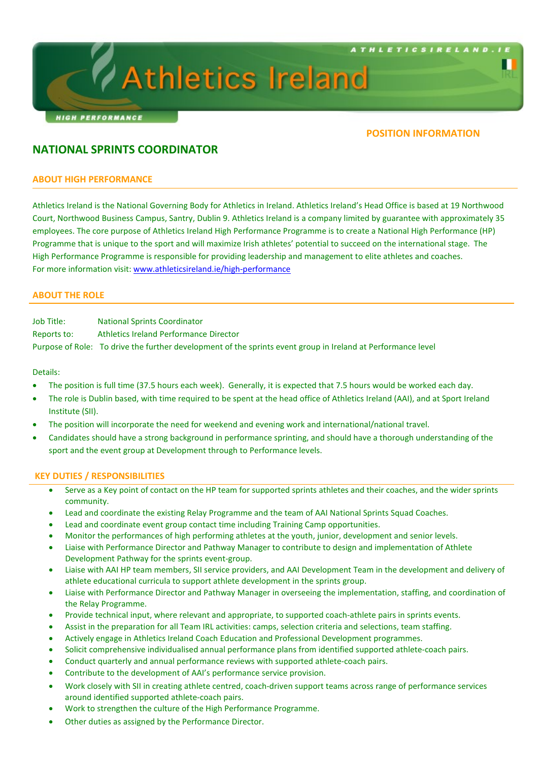Athletics Ireland

HIGH PERFORMANCE

ATHLETICSIRELAND.IE

POSITION INFORMATION

## NATIONAL SPRINTS COORDINATOR

### ABOUT HIGH PERFORMANCE

Athletics Ireland is the National Governing Body for Athletics in Ireland. Athletics Ireland's Head Office is based at 19 Northwood Court, Northwood Business Campus, Santry, Dublin 9. Athletics Ireland is a company limited by guarantee with approximately 35 employees. The core purpose of Athletics Ireland High Performance Programme is to create a National High Performance (HP) Programme that is unique to the sport and will maximize Irish athletes' potential to succeed on the international stage. The High Performance Programme is responsible for providing leadership and management to elite athletes and coaches.
For more information visit: www.athleticsireland.ie/high-performance

### ABOUT THE ROLE

Job Title: National Sprints Coordinator
Reports to: Athletics Ireland Performance Director
Purpose of Role: To drive the further development of the sprints event group in Ireland at Performance level

Details:

- The position is full time (37.5 hours each week). Generally, it is expected that 7.5 hours would be worked each day.
- The role is Dublin based, with time required to be spent at the head office of Athletics Ireland (AAI), and at Sport Ireland Institute (SII).
- The position will incorporate the need for weekend and evening work and international/national travel.
- Candidates should have a strong background in performance sprinting, and should have a thorough understanding of the sport and the event group at Development through to Performance levels.

### KEY DUTIES / RESPONSIBILITIES

- Serve as a Key point of contact on the HP team for supported sprints athletes and their coaches, and the wider sprints community.
- Lead and coordinate the existing Relay Programme and the team of AAI National Sprints Squad Coaches.
- Lead and coordinate event group contact time including Training Camp opportunities.
- Monitor the performances of high performing athletes at the youth, junior, development and senior levels.
- Liaise with Performance Director and Pathway Manager to contribute to design and implementation of Athlete Development Pathway for the sprints event-group.
- Liaise with AAI HP team members, SII service providers, and AAI Development Team in the development and delivery of athlete educational curricula to support athlete development in the sprints group.
- Liaise with Performance Director and Pathway Manager in overseeing the implementation, staffing, and coordination of the Relay Programme.
- Provide technical input, where relevant and appropriate, to supported coach-athlete pairs in sprints events.
- Assist in the preparation for all Team IRL activities: camps, selection criteria and selections, team staffing.
- Actively engage in Athletics Ireland Coach Education and Professional Development programmes.
- Solicit comprehensive individualised annual performance plans from identified supported athlete-coach pairs.
- Conduct quarterly and annual performance reviews with supported athlete-coach pairs.
- Contribute to the development of AAI's performance service provision.
- Work closely with SII in creating athlete centred, coach-driven support teams across range of performance services around identified supported athlete-coach pairs.
- Work to strengthen the culture of the High Performance Programme.
- Other duties as assigned by the Performance Director.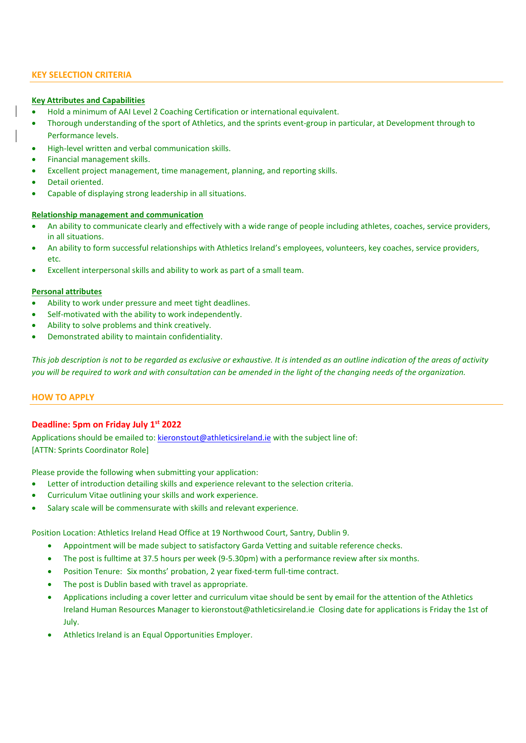## KEY SELECTION CRITERIA

**Key Attributes and Capabilities**

- Hold a minimum of AAI Level 2 Coaching Certification or international equivalent.
- Thorough understanding of the sport of Athletics, and the sprints event-group in particular, at Development through to Performance levels.
- High-level written and verbal communication skills.
- Financial management skills.
- Excellent project management, time management, planning, and reporting skills.
- Detail oriented.
- Capable of displaying strong leadership in all situations.

**Relationship management and communication**

- An ability to communicate clearly and effectively with a wide range of people including athletes, coaches, service providers, in all situations.
- An ability to form successful relationships with Athletics Ireland's employees, volunteers, key coaches, service providers, etc.
- Excellent interpersonal skills and ability to work as part of a small team.

**Personal attributes**

- Ability to work under pressure and meet tight deadlines.
- Self-motivated with the ability to work independently.
- Ability to solve problems and think creatively.
- Demonstrated ability to maintain confidentiality.

*This job description is not to be regarded as exclusive or exhaustive. It is intended as an outline indication of the areas of activity you will be required to work and with consultation can be amended in the light of the changing needs of the organization.*

## HOW TO APPLY

**Deadline: 5pm on Friday July 1st 2022**

Applications should be emailed to: kieronstout@athleticsireland.ie with the subject line of:
[ATTN: Sprints Coordinator Role]

Please provide the following when submitting your application:

- Letter of introduction detailing skills and experience relevant to the selection criteria.
- Curriculum Vitae outlining your skills and work experience.
- Salary scale will be commensurate with skills and relevant experience.

Position Location: Athletics Ireland Head Office at 19 Northwood Court, Santry, Dublin 9.

- Appointment will be made subject to satisfactory Garda Vetting and suitable reference checks.
- The post is fulltime at 37.5 hours per week (9-5.30pm) with a performance review after six months.
- Position Tenure: Six months' probation, 2 year fixed-term full-time contract.
- The post is Dublin based with travel as appropriate.
- Applications including a cover letter and curriculum vitae should be sent by email for the attention of the Athletics Ireland Human Resources Manager to kieronstout@athleticsireland.ie Closing date for applications is Friday the 1st of July.
- Athletics Ireland is an Equal Opportunities Employer.